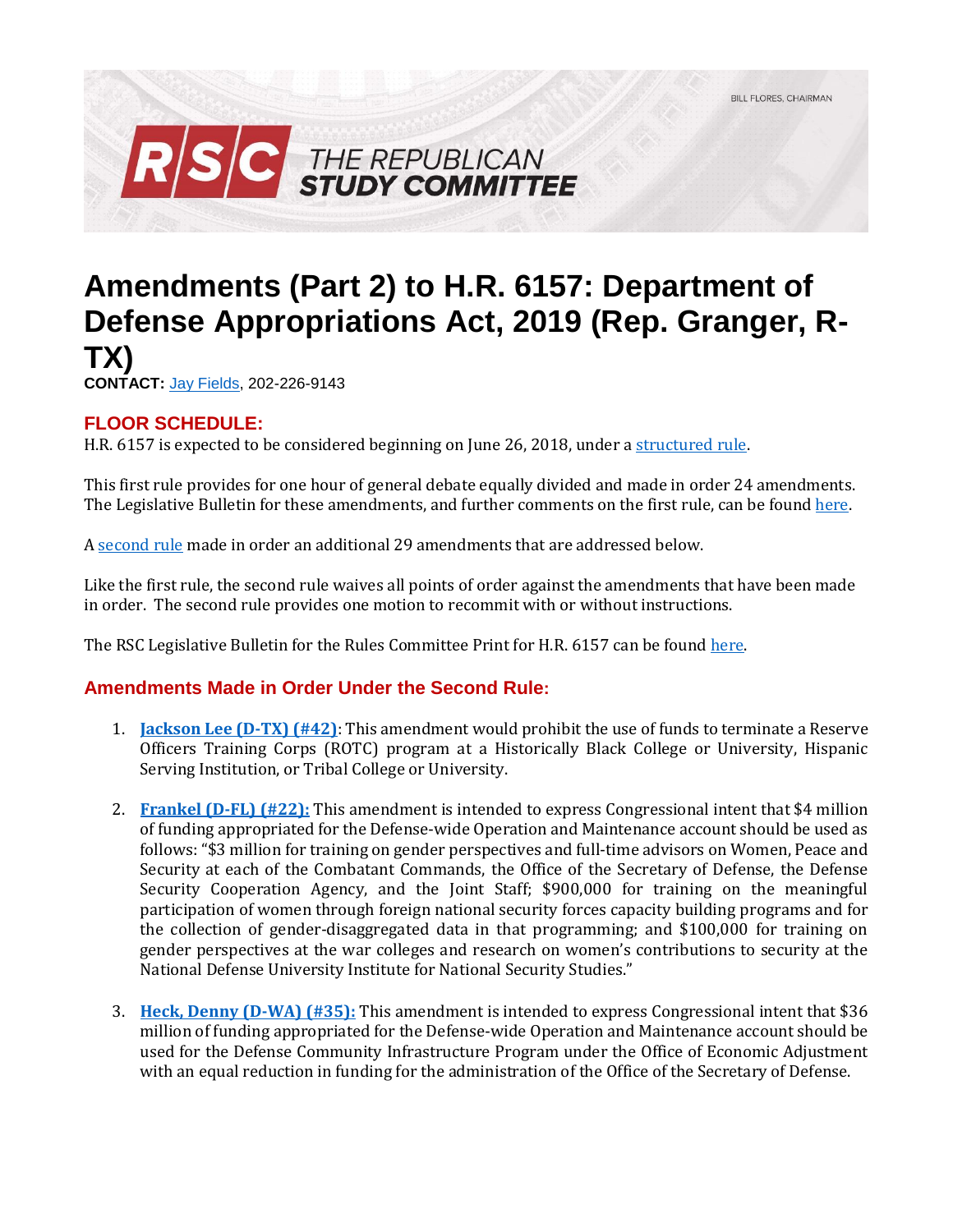BILL FLORES, CHAIRMAN

RSC THE REPUBLICAN STUDY COMMITTEE

# Amendments (Part 2) to H.R. 6157: Department of Defense Appropriations Act, 2019 (Rep. Granger, R-TX)

**CONTACT:** Jay Fields, 202-226-9143

## FLOOR SCHEDULE:

H.R. 6157 is expected to be considered beginning on June 26, 2018, under a structured rule.

This first rule provides for one hour of general debate equally divided and made in order 24 amendments. The Legislative Bulletin for these amendments, and further comments on the first rule, can be found here.

A second rule made in order an additional 29 amendments that are addressed below.

Like the first rule, the second rule waives all points of order against the amendments that have been made in order. The second rule provides one motion to recommit with or without instructions.

The RSC Legislative Bulletin for the Rules Committee Print for H.R. 6157 can be found here.

## Amendments Made in Order Under the Second Rule:

1. **Jackson Lee (D-TX) (#42)**: This amendment would prohibit the use of funds to terminate a Reserve Officers Training Corps (ROTC) program at a Historically Black College or University, Hispanic Serving Institution, or Tribal College or University.

2. **Frankel (D-FL) (#22):** This amendment is intended to express Congressional intent that $4 million of funding appropriated for the Defense-wide Operation and Maintenance account should be used as follows: "$3 million for training on gender perspectives and full-time advisors on Women, Peace and Security at each of the Combatant Commands, the Office of the Secretary of Defense, the Defense Security Cooperation Agency, and the Joint Staff; $900,000 for training on the meaningful participation of women through foreign national security forces capacity building programs and for the collection of gender-disaggregated data in that programming; and $100,000 for training on gender perspectives at the war colleges and research on women's contributions to security at the National Defense University Institute for National Security Studies."

3. **Heck, Denny (D-WA) (#35):** This amendment is intended to express Congressional intent that $36 million of funding appropriated for the Defense-wide Operation and Maintenance account should be used for the Defense Community Infrastructure Program under the Office of Economic Adjustment with an equal reduction in funding for the administration of the Office of the Secretary of Defense.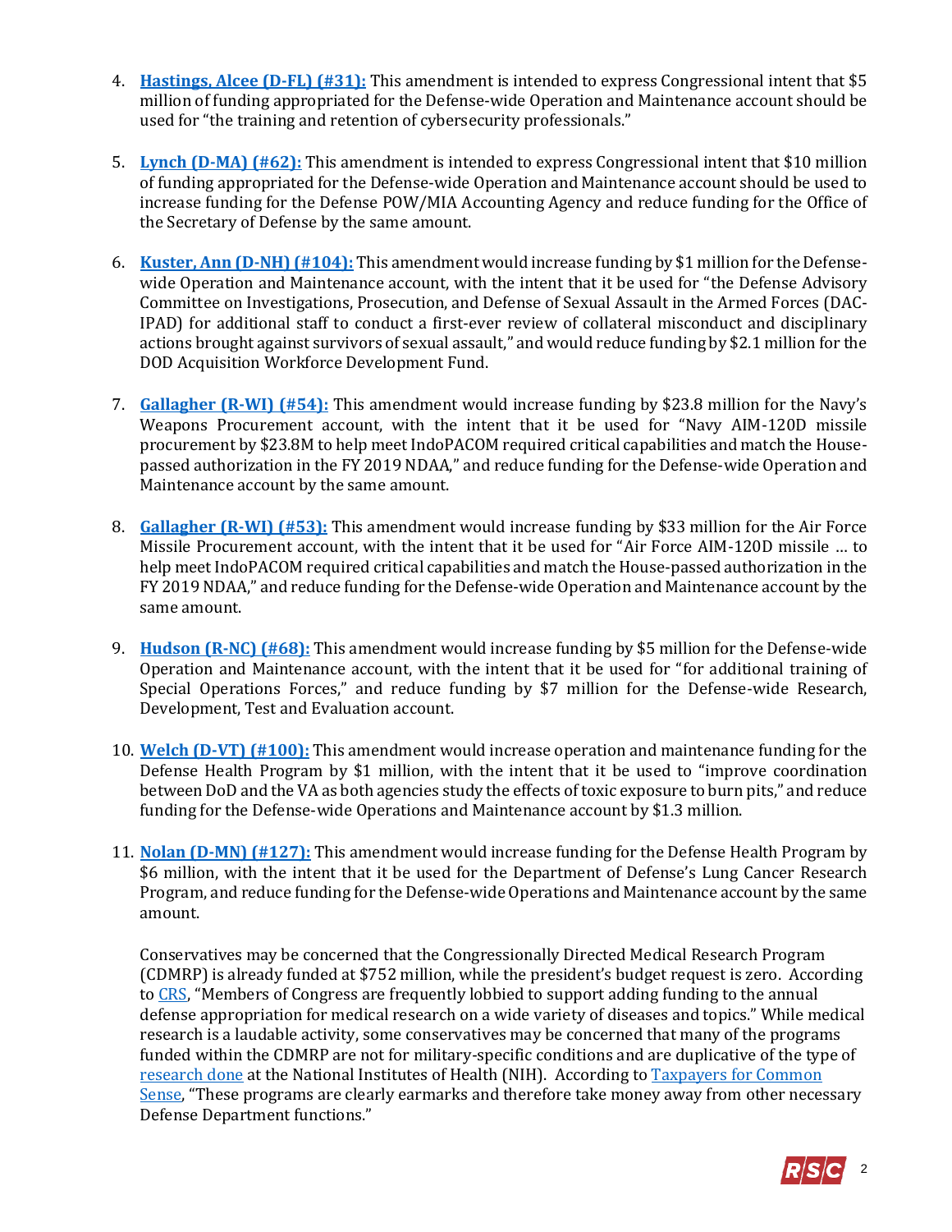4. **Hastings, Alcee (D-FL) (#31):** This amendment is intended to express Congressional intent that $5 million of funding appropriated for the Defense-wide Operation and Maintenance account should be used for "the training and retention of cybersecurity professionals."

5. **Lynch (D-MA) (#62):** This amendment is intended to express Congressional intent that $10 million of funding appropriated for the Defense-wide Operation and Maintenance account should be used to increase funding for the Defense POW/MIA Accounting Agency and reduce funding for the Office of the Secretary of Defense by the same amount.

6. **Kuster, Ann (D-NH) (#104):** This amendment would increase funding by $1 million for the Defense-wide Operation and Maintenance account, with the intent that it be used for "the Defense Advisory Committee on Investigations, Prosecution, and Defense of Sexual Assault in the Armed Forces (DAC-IPAD) for additional staff to conduct a first-ever review of collateral misconduct and disciplinary actions brought against survivors of sexual assault," and would reduce funding by $2.1 million for the DOD Acquisition Workforce Development Fund.

7. **Gallagher (R-WI) (#54):** This amendment would increase funding by $23.8 million for the Navy's Weapons Procurement account, with the intent that it be used for "Navy AIM-120D missile procurement by $23.8M to help meet IndoPACOM required critical capabilities and match the House-passed authorization in the FY 2019 NDAA," and reduce funding for the Defense-wide Operation and Maintenance account by the same amount.

8. **Gallagher (R-WI) (#53):** This amendment would increase funding by $33 million for the Air Force Missile Procurement account, with the intent that it be used for "Air Force AIM-120D missile … to help meet IndoPACOM required critical capabilities and match the House-passed authorization in the FY 2019 NDAA," and reduce funding for the Defense-wide Operation and Maintenance account by the same amount.

9. **Hudson (R-NC) (#68):** This amendment would increase funding by $5 million for the Defense-wide Operation and Maintenance account, with the intent that it be used for "for additional training of Special Operations Forces," and reduce funding by $7 million for the Defense-wide Research, Development, Test and Evaluation account.

10. **Welch (D-VT) (#100):** This amendment would increase operation and maintenance funding for the Defense Health Program by $1 million, with the intent that it be used to "improve coordination between DoD and the VA as both agencies study the effects of toxic exposure to burn pits," and reduce funding for the Defense-wide Operations and Maintenance account by $1.3 million.

11. **Nolan (D-MN) (#127):** This amendment would increase funding for the Defense Health Program by $6 million, with the intent that it be used for the Department of Defense's Lung Cancer Research Program, and reduce funding for the Defense-wide Operations and Maintenance account by the same amount.

    Conservatives may be concerned that the Congressionally Directed Medical Research Program (CDMRP) is already funded at $752 million, while the president's budget request is zero. According to CRS, "Members of Congress are frequently lobbied to support adding funding to the annual defense appropriation for medical research on a wide variety of diseases and topics." While medical research is a laudable activity, some conservatives may be concerned that many of the programs funded within the CDMRP are not for military-specific conditions and are duplicative of the type of research done at the National Institutes of Health (NIH). According to Taxpayers for Common Sense, "These programs are clearly earmarks and therefore take money away from other necessary Defense Department functions."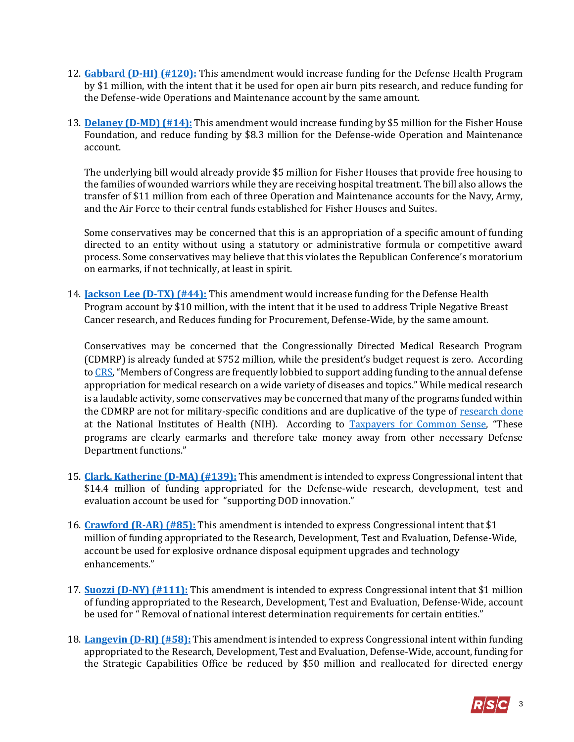12. **Gabbard (D-HI) (#120):** This amendment would increase funding for the Defense Health Program by $1 million, with the intent that it be used for open air burn pits research, and reduce funding for the Defense-wide Operations and Maintenance account by the same amount.

13. **Delaney (D-MD) (#14):** This amendment would increase funding by $5 million for the Fisher House Foundation, and reduce funding by $8.3 million for the Defense-wide Operation and Maintenance account.

    The underlying bill would already provide $5 million for Fisher Houses that provide free housing to the families of wounded warriors while they are receiving hospital treatment. The bill also allows the transfer of $11 million from each of three Operation and Maintenance accounts for the Navy, Army, and the Air Force to their central funds established for Fisher Houses and Suites.

    Some conservatives may be concerned that this is an appropriation of a specific amount of funding directed to an entity without using a statutory or administrative formula or competitive award process. Some conservatives may believe that this violates the Republican Conference's moratorium on earmarks, if not technically, at least in spirit.

14. **Jackson Lee (D-TX) (#44):** This amendment would increase funding for the Defense Health Program account by $10 million, with the intent that it be used to address Triple Negative Breast Cancer research, and Reduces funding for Procurement, Defense-Wide, by the same amount.

    Conservatives may be concerned that the Congressionally Directed Medical Research Program (CDMRP) is already funded at $752 million, while the president's budget request is zero. According to CRS, "Members of Congress are frequently lobbied to support adding funding to the annual defense appropriation for medical research on a wide variety of diseases and topics." While medical research is a laudable activity, some conservatives may be concerned that many of the programs funded within the CDMRP are not for military-specific conditions and are duplicative of the type of research done at the National Institutes of Health (NIH). According to Taxpayers for Common Sense, "These programs are clearly earmarks and therefore take money away from other necessary Defense Department functions."

15. **Clark, Katherine (D-MA) (#139):** This amendment is intended to express Congressional intent that $14.4 million of funding appropriated for the Defense-wide research, development, test and evaluation account be used for "supporting DOD innovation."

16. **Crawford (R-AR) (#85):** This amendment is intended to express Congressional intent that $1 million of funding appropriated to the Research, Development, Test and Evaluation, Defense-Wide, account be used for explosive ordnance disposal equipment upgrades and technology enhancements."

17. **Suozzi (D-NY) (#111):** This amendment is intended to express Congressional intent that $1 million of funding appropriated to the Research, Development, Test and Evaluation, Defense-Wide, account be used for " Removal of national interest determination requirements for certain entities."

18. **Langevin (D-RI) (#58):** This amendment is intended to express Congressional intent within funding appropriated to the Research, Development, Test and Evaluation, Defense-Wide, account, funding for the Strategic Capabilities Office be reduced by $50 million and reallocated for directed energy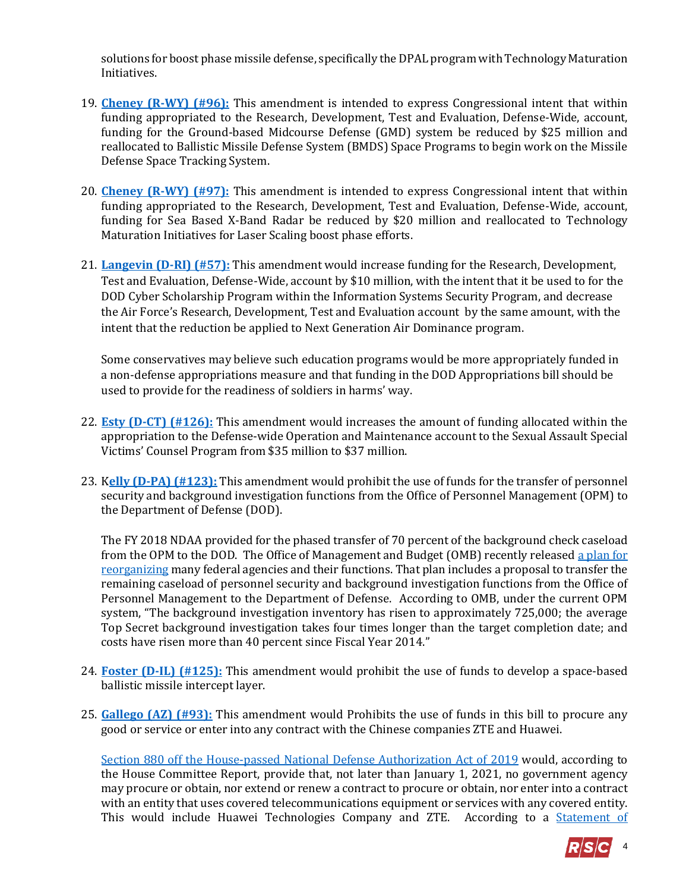solutions for boost phase missile defense, specifically the DPAL program with Technology Maturation Initiatives.

19. **Cheney (R-WY) (#96):** This amendment is intended to express Congressional intent that within funding appropriated to the Research, Development, Test and Evaluation, Defense-Wide, account, funding for the Ground-based Midcourse Defense (GMD) system be reduced by $25 million and reallocated to Ballistic Missile Defense System (BMDS) Space Programs to begin work on the Missile Defense Space Tracking System.

20. **Cheney (R-WY) (#97):** This amendment is intended to express Congressional intent that within funding appropriated to the Research, Development, Test and Evaluation, Defense-Wide, account, funding for Sea Based X-Band Radar be reduced by $20 million and reallocated to Technology Maturation Initiatives for Laser Scaling boost phase efforts.

21. **Langevin (D-RI) (#57):** This amendment would increase funding for the Research, Development, Test and Evaluation, Defense-Wide, account by $10 million, with the intent that it be used to for the DOD Cyber Scholarship Program within the Information Systems Security Program, and decrease the Air Force's Research, Development, Test and Evaluation account by the same amount, with the intent that the reduction be applied to Next Generation Air Dominance program.

    Some conservatives may believe such education programs would be more appropriately funded in a non-defense appropriations measure and that funding in the DOD Appropriations bill should be used to provide for the readiness of soldiers in harms' way.

22. **Esty (D-CT) (#126):** This amendment would increases the amount of funding allocated within the appropriation to the Defense-wide Operation and Maintenance account to the Sexual Assault Special Victims' Counsel Program from $35 million to $37 million.

23. **Kelly (D-PA) (#123):** This amendment would prohibit the use of funds for the transfer of personnel security and background investigation functions from the Office of Personnel Management (OPM) to the Department of Defense (DOD).

    The FY 2018 NDAA provided for the phased transfer of 70 percent of the background check caseload from the OPM to the DOD. The Office of Management and Budget (OMB) recently released a plan for reorganizing many federal agencies and their functions. That plan includes a proposal to transfer the remaining caseload of personnel security and background investigation functions from the Office of Personnel Management to the Department of Defense. According to OMB, under the current OPM system, "The background investigation inventory has risen to approximately 725,000; the average Top Secret background investigation takes four times longer than the target completion date; and costs have risen more than 40 percent since Fiscal Year 2014."

24. **Foster (D-IL) (#125):** This amendment would prohibit the use of funds to develop a space-based ballistic missile intercept layer.

25. **Gallego (AZ) (#93):** This amendment would Prohibits the use of funds in this bill to procure any good or service or enter into any contract with the Chinese companies ZTE and Huawei.

    Section 880 off the House-passed National Defense Authorization Act of 2019 would, according to the House Committee Report, provide that, not later than January 1, 2021, no government agency may procure or obtain, nor extend or renew a contract to procure or obtain, nor enter into a contract with an entity that uses covered telecommunications equipment or services with any covered entity. This would include Huawei Technologies Company and ZTE. According to a Statement of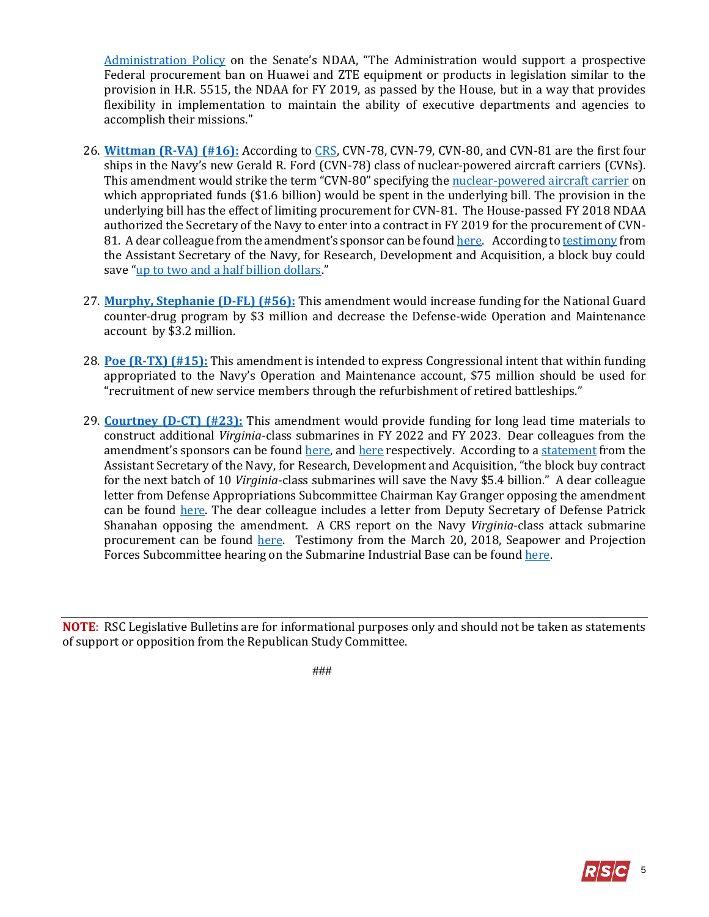Administration Policy on the Senate's NDAA, "The Administration would support a prospective Federal procurement ban on Huawei and ZTE equipment or products in legislation similar to the provision in H.R. 5515, the NDAA for FY 2019, as passed by the House, but in a way that provides flexibility in implementation to maintain the ability of executive departments and agencies to accomplish their missions."

26. **Wittman (R-VA) (#16):** According to CRS, CVN-78, CVN-79, CVN-80, and CVN-81 are the first four ships in the Navy's new Gerald R. Ford (CVN-78) class of nuclear-powered aircraft carriers (CVNs). This amendment would strike the term "CVN-80" specifying the nuclear-powered aircraft carrier on which appropriated funds ($1.6 billion) would be spent in the underlying bill. The provision in the underlying bill has the effect of limiting procurement for CVN-81. The House-passed FY 2018 NDAA authorized the Secretary of the Navy to enter into a contract in FY 2019 for the procurement of CVN-81. A dear colleague from the amendment's sponsor can be found here. According to testimony from the Assistant Secretary of the Navy, for Research, Development and Acquisition, a block buy could save "up to two and a half billion dollars."

27. **Murphy, Stephanie (D-FL) (#56):** This amendment would increase funding for the National Guard counter-drug program by $3 million and decrease the Defense-wide Operation and Maintenance account by $3.2 million.

28. **Poe (R-TX) (#15):** This amendment is intended to express Congressional intent that within funding appropriated to the Navy's Operation and Maintenance account, $75 million should be used for "recruitment of new service members through the refurbishment of retired battleships."

29. **Courtney (D-CT) (#23):** This amendment would provide funding for long lead time materials to construct additional *Virginia*-class submarines in FY 2022 and FY 2023. Dear colleagues from the amendment's sponsors can be found here, and here respectively. According to a statement from the Assistant Secretary of the Navy, for Research, Development and Acquisition, "the block buy contract for the next batch of 10 *Virginia*-class submarines will save the Navy $5.4 billion." A dear colleague letter from Defense Appropriations Subcommittee Chairman Kay Granger opposing the amendment can be found here. The dear colleague includes a letter from Deputy Secretary of Defense Patrick Shanahan opposing the amendment. A CRS report on the Navy *Virginia*-class attack submarine procurement can be found here. Testimony from the March 20, 2018, Seapower and Projection Forces Subcommittee hearing on the Submarine Industrial Base can be found here.

---

**NOTE**: RSC Legislative Bulletins are for informational purposes only and should not be taken as statements of support or opposition from the Republican Study Committee.

###